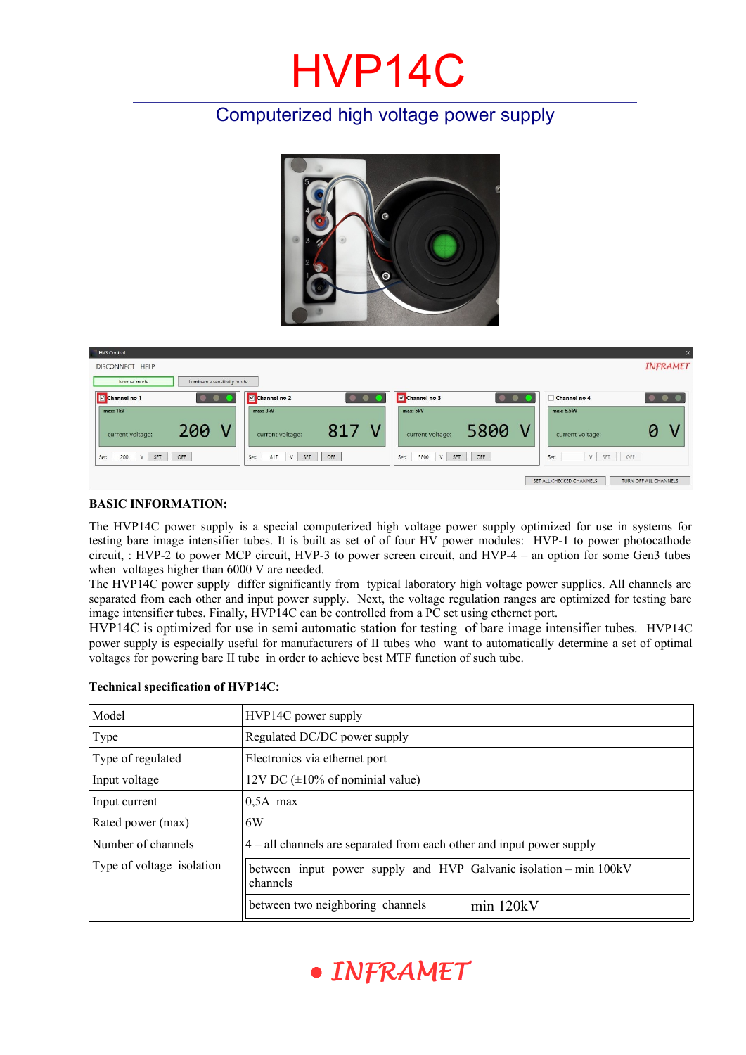# HVP14C

## Computerized high voltage power supply

**BASIC INFORMATION:**

The HVP14C power supply is a special computerized high voltage power supply optimized for use in systems for testing bare image intensifier tubes. It is built as set of of four HV power modules: HVP-1 to power photocathode circuit, : HVP-2 to power MCP circuit, HVP-3 to power screen circuit, and HVP-4 – an option for some Gen3 tubes when voltages higher than 6000 V are needed.

The HVP14C power supply differ significantly from typical laboratory high voltage power supplies. All channels are separated from each other and input power supply. Next, the voltage regulation ranges are optimized for testing bare image intensifier tubes. Finally, HVP14C can be controlled from a PC set using ethernet port.

HVP14C is optimized for use in semi automatic station for testing of bare image intensifier tubes. HVP14C power supply is especially useful for manufacturers of II tubes who want to automatically determine a set of optimal voltages for powering bare II tube in order to achieve best MTF function of such tube.

**Technical specification of HVP14C:**

| Model | HVP14C power supply | |
|---|---|---|
| Type | Regulated DC/DC power supply | |
| Type of regulated | Electronics via ethernet port | |
| Input voltage | 12V DC (±10% of nominial value) | |
| Input current | 0,5A max | |
| Rated power (max) | 6W | |
| Number of channels | 4 – all channels are separated from each other and input power supply | |
| Type of voltage isolation | between input power supply and HVP channels | Galvanic isolation – min 100kV |
| | between two neighboring channels | min 120kV |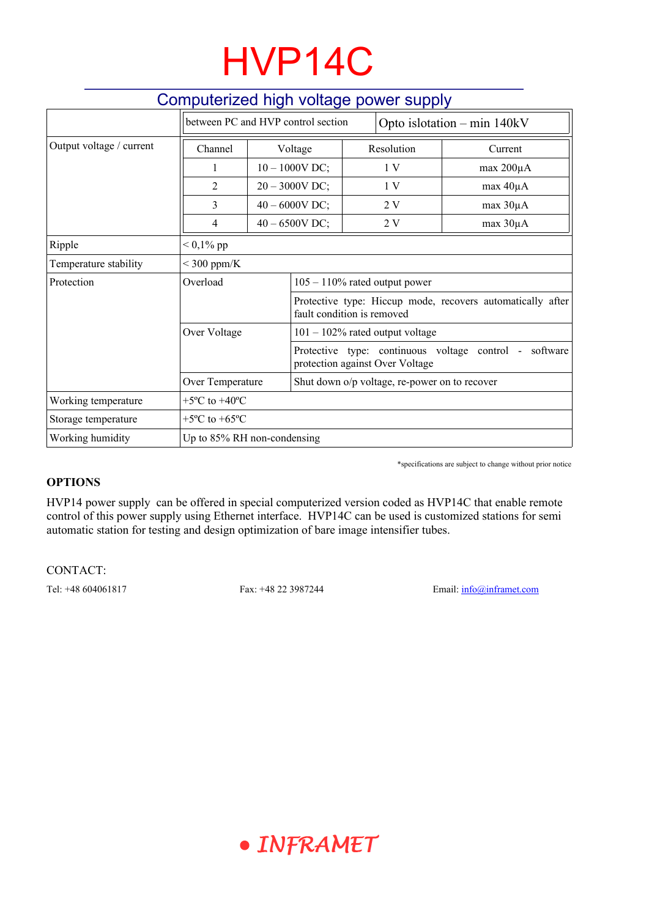# HVP14C

## Computerized high voltage power supply

| | | | | |
|---|---|---|---|---|
| | between PC and HVP control section | Opto islotation – min 140kV | | |
| Output voltage / current | Channel | Voltage | Resolution | Current |
| | 1 | 10 – 1000V DC; | 1 V | max 200µA |
| | 2 | 20 – 3000V DC; | 1 V | max 40µA |
| | 3 | 40 – 6000V DC; | 2 V | max 30µA |
| | 4 | 40 – 6500V DC; | 2 V | max 30µA |
| Ripple | < 0,1% pp | | | |
| Temperature stability | < 300 ppm/K | | | |
| Protection | Overload | 105 – 110% rated output power | | |
| | | Protective type: Hiccup mode, recovers automatically after fault condition is removed | | |
| | Over Voltage | 101 – 102% rated output voltage | | |
| | | Protective type: continuous voltage control - software protection against Over Voltage | | |
| | Over Temperature | Shut down o/p voltage, re-power on to recover | | |
| Working temperature | +5ºC to +40ºC | | | |
| Storage temperature | +5ºC to +65ºC | | | |
| Working humidity | Up to 85% RH non-condensing | | | |

*specifications are subject to change without prior notice

**OPTIONS**

HVP14 power supply can be offered in special computerized version coded as HVP14C that enable remote control of this power supply using Ethernet interface. HVP14C can be used is customized stations for semi automatic station for testing and design optimization of bare image intensifier tubes.

CONTACT:

Tel: +48 604061817 Fax: +48 22 3987244 Email: info@inframet.com

INFRAMET